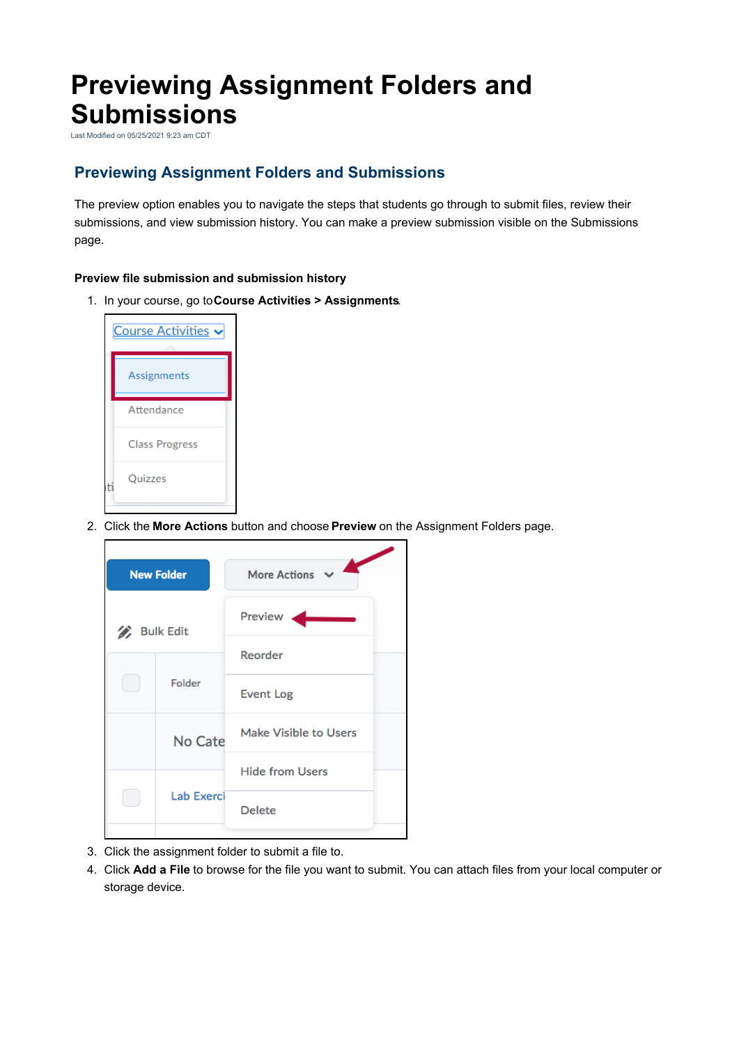# Previewing Assignment Folders and Submissions

Last Modified on 05/25/2021 9:23 am CDT

## Previewing Assignment Folders and Submissions

The preview option enables you to navigate the steps that students go through to submit files, review their submissions, and view submission history. You can make a preview submission visible on the Submissions page.

**Preview file submission and submission history**

1. In your course, go to **Course Activities > Assignments**.
2. Click the **More Actions** button and choose **Preview** on the Assignment Folders page.
3. Click the assignment folder to submit a file to.
4. Click **Add a File** to browse for the file you want to submit. You can attach files from your local computer or storage device.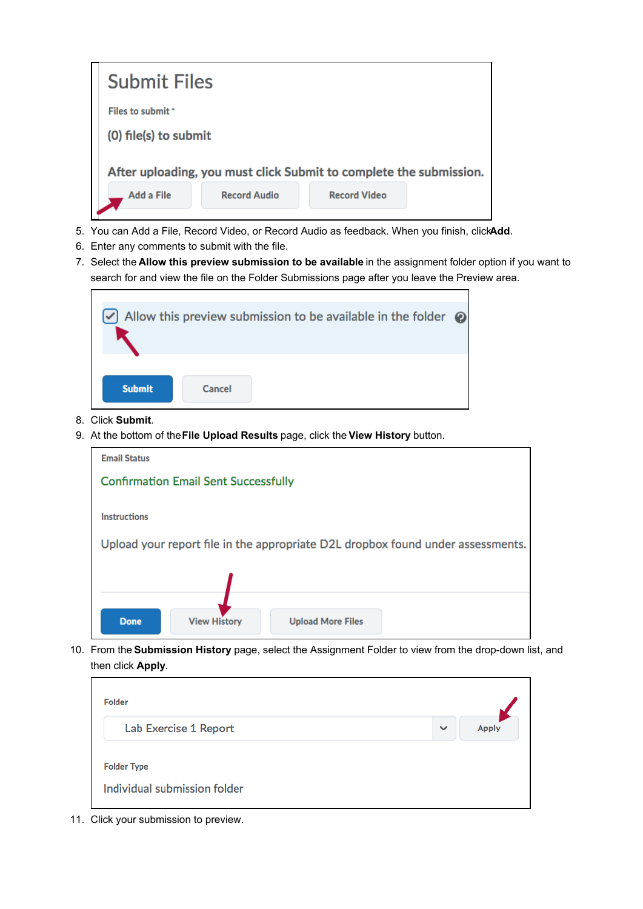Submit Files

Files to submit *

(0) file(s) to submit

After uploading, you must click Submit to complete the submission.

Add a File | Record Audio | Record Video

5. You can Add a File, Record Video, or Record Audio as feedback. When you finish, click **Add**.
6. Enter any comments to submit with the file.
7. Select the **Allow this preview submission to be available** in the assignment folder option if you want to search for and view the file on the Folder Submissions page after you leave the Preview area.

Allow this preview submission to be available in the folder

Submit | Cancel

8. Click **Submit**.
9. At the bottom of the **File Upload Results** page, click the **View History** button.

Email Status

Confirmation Email Sent Successfully

Instructions

Upload your report file in the appropriate D2L dropbox found under assessments.

Done | View History | Upload More Files

10. From the **Submission History** page, select the Assignment Folder to view from the drop-down list, and then click **Apply**.

Folder

Lab Exercise 1 Report | Apply

Folder Type

Individual submission folder

11. Click your submission to preview.